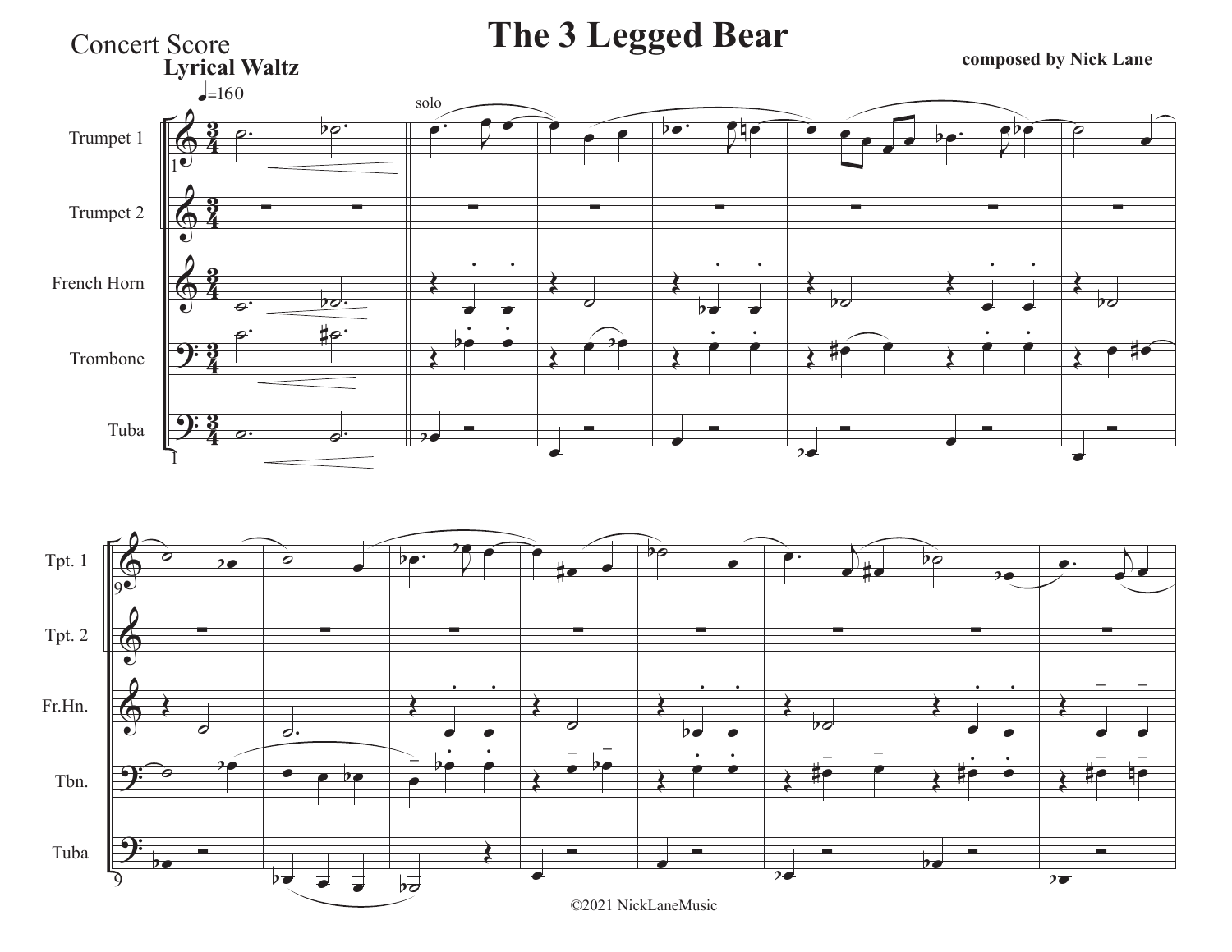Concert Score

# The 3 Legged Bear

**composed by Nick Lane**

**Lyrical Waltz**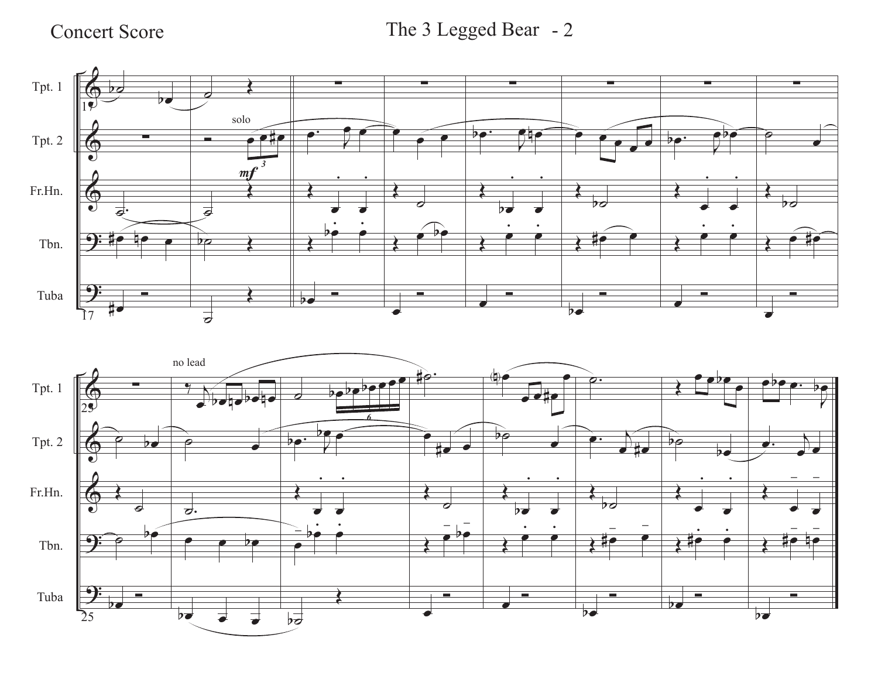Concert Score

The 3 Legged Bear

Tpt. 1

Tpt. 2

Fr.Hn.

Tbn.

Tuba

solo

*mf*

no lead